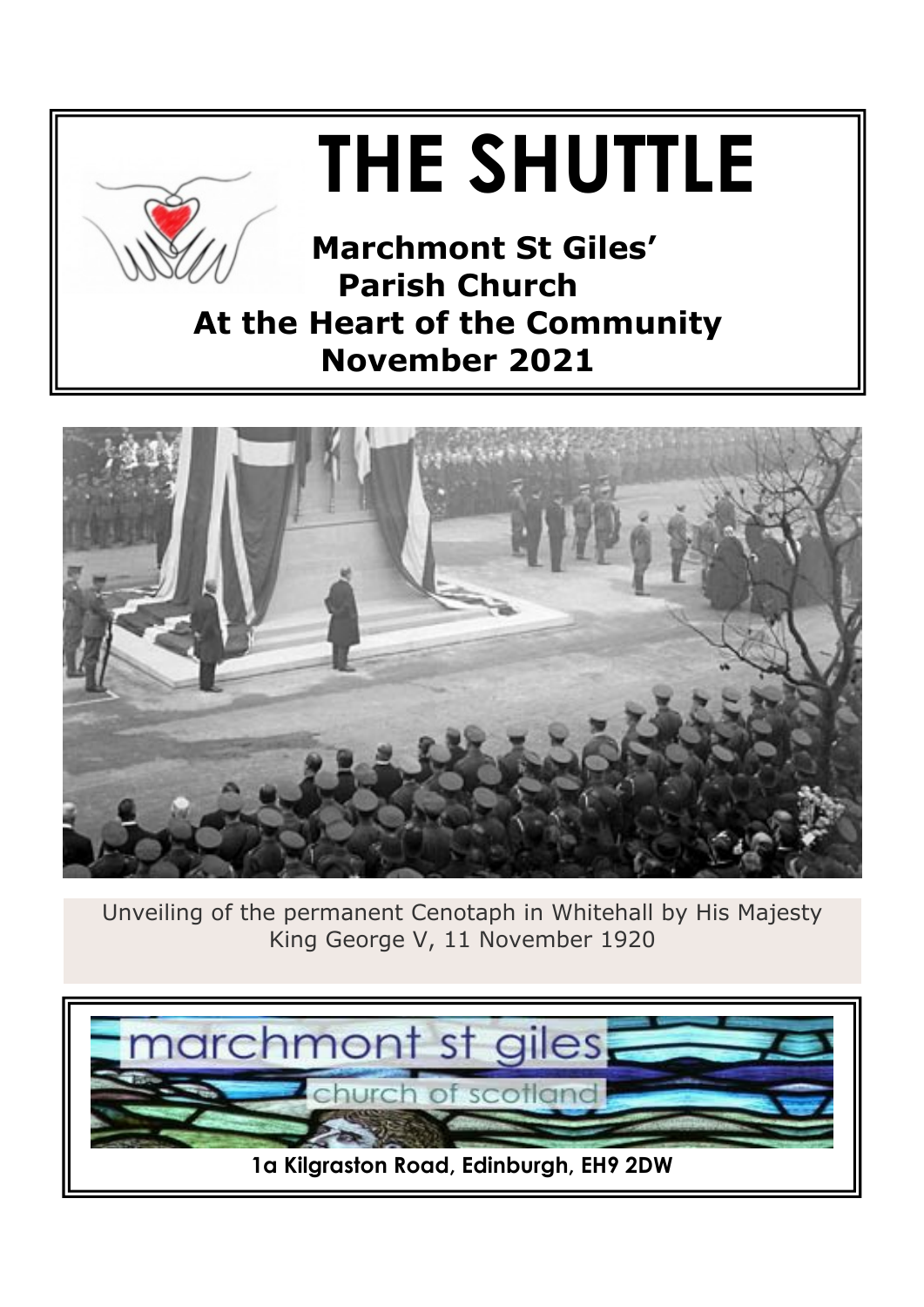# THE SHUTTLE

**Marchmont St Giles' Parish Church**

**At the Heart of the Community**

**November 2021**

Unveiling of the permanent Cenotaph in Whitehall by His Majesty King George V, 11 November 1920

marchmont st giles

church of scotland

**1a Kilgraston Road, Edinburgh, EH9 2DW**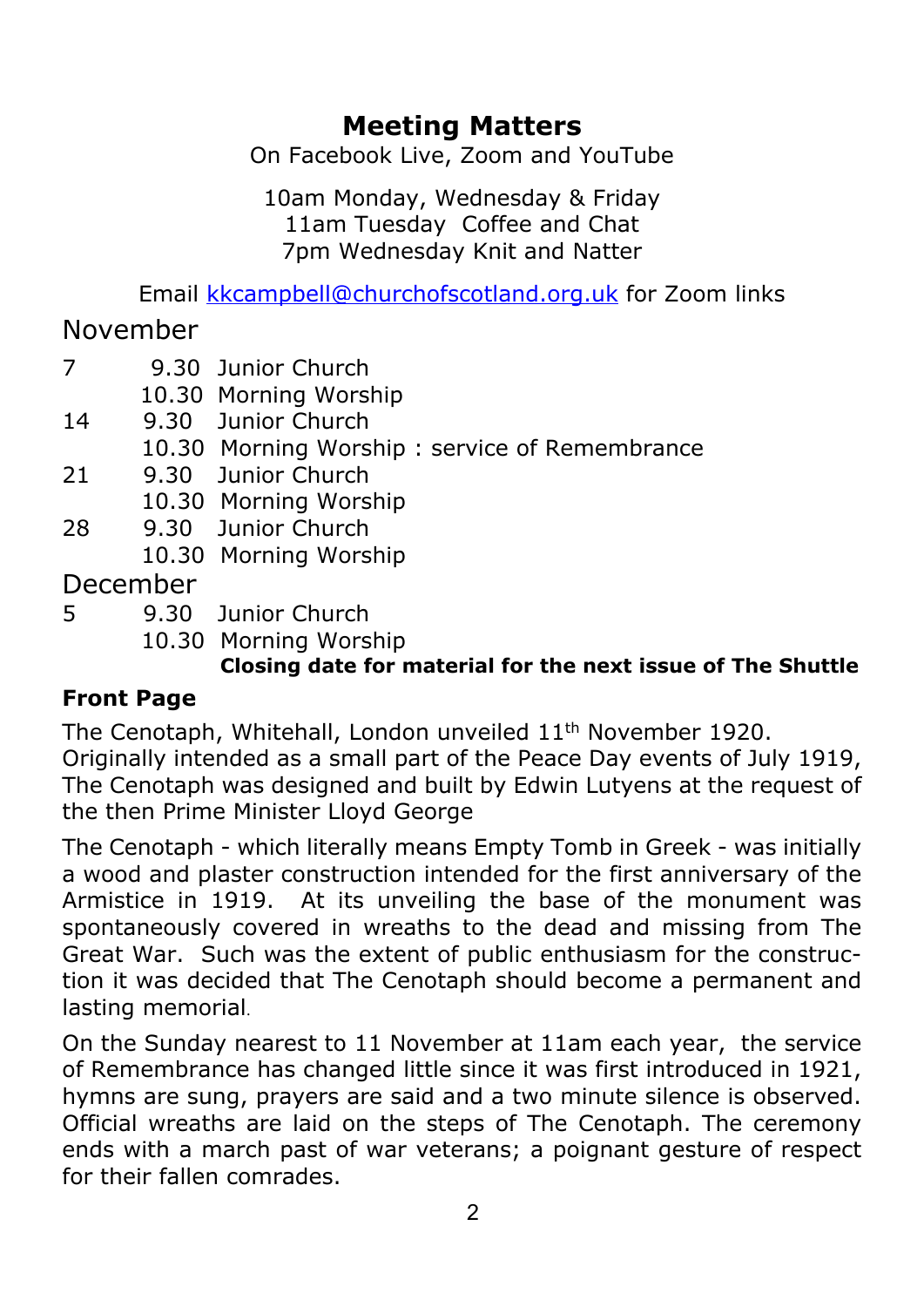## Meeting Matters

On Facebook Live, Zoom and YouTube

10am Monday, Wednesday & Friday
11am Tuesday Coffee and Chat
7pm Wednesday Knit and Natter

Email kkcampbell@churchofscotland.org.uk for Zoom links

### November

| | | |
|---|---|---|
| 7 | 9.30 | Junior Church |
| | 10.30 | Morning Worship |
| 14 | 9.30 | Junior Church |
| | 10.30 | Morning Worship : service of Remembrance |
| 21 | 9.30 | Junior Church |
| | 10.30 | Morning Worship |
| 28 | 9.30 | Junior Church |
| | 10.30 | Morning Worship |

### December

| | | |
|---|---|---|
| 5 | 9.30 | Junior Church |
| | 10.30 | Morning Worship |

**Closing date for material for the next issue of The Shuttle**

**Front Page**

The Cenotaph, Whitehall, London unveiled 11th November 1920.
Originally intended as a small part of the Peace Day events of July 1919, The Cenotaph was designed and built by Edwin Lutyens at the request of the then Prime Minister Lloyd George

The Cenotaph - which literally means Empty Tomb in Greek - was initially a wood and plaster construction intended for the first anniversary of the Armistice in 1919. At its unveiling the base of the monument was spontaneously covered in wreaths to the dead and missing from The Great War. Such was the extent of public enthusiasm for the construction it was decided that The Cenotaph should become a permanent and lasting memorial.

On the Sunday nearest to 11 November at 11am each year, the service of Remembrance has changed little since it was first introduced in 1921, hymns are sung, prayers are said and a two minute silence is observed. Official wreaths are laid on the steps of The Cenotaph. The ceremony ends with a march past of war veterans; a poignant gesture of respect for their fallen comrades.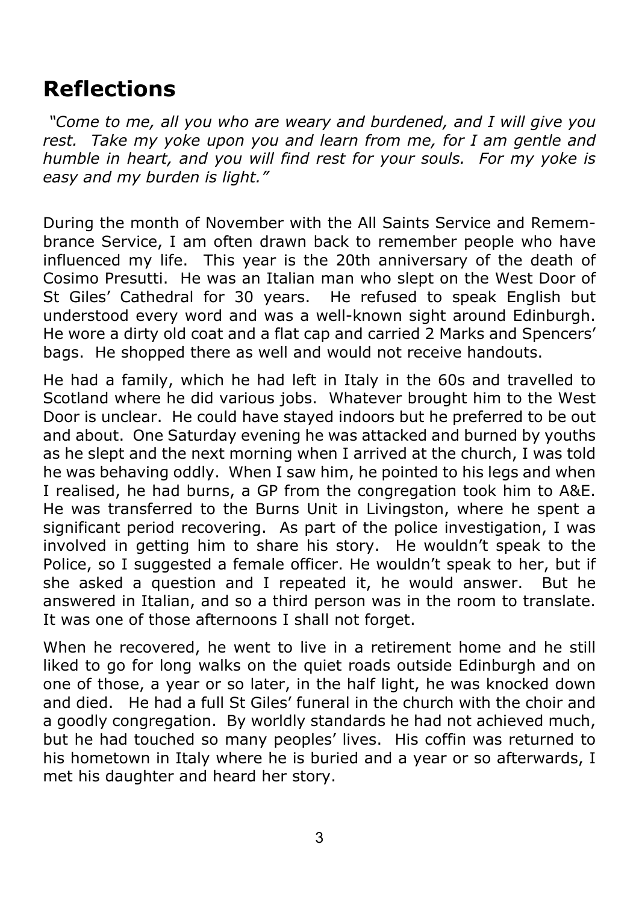# Reflections

*"Come to me, all you who are weary and burdened, and I will give you rest. Take my yoke upon you and learn from me, for I am gentle and humble in heart, and you will find rest for your souls. For my yoke is easy and my burden is light."*

During the month of November with the All Saints Service and Remembrance Service, I am often drawn back to remember people who have influenced my life. This year is the 20th anniversary of the death of Cosimo Presutti. He was an Italian man who slept on the West Door of St Giles' Cathedral for 30 years. He refused to speak English but understood every word and was a well-known sight around Edinburgh. He wore a dirty old coat and a flat cap and carried 2 Marks and Spencers' bags. He shopped there as well and would not receive handouts.

He had a family, which he had left in Italy in the 60s and travelled to Scotland where he did various jobs. Whatever brought him to the West Door is unclear. He could have stayed indoors but he preferred to be out and about. One Saturday evening he was attacked and burned by youths as he slept and the next morning when I arrived at the church, I was told he was behaving oddly. When I saw him, he pointed to his legs and when I realised, he had burns, a GP from the congregation took him to A&E. He was transferred to the Burns Unit in Livingston, where he spent a significant period recovering. As part of the police investigation, I was involved in getting him to share his story. He wouldn't speak to the Police, so I suggested a female officer. He wouldn't speak to her, but if she asked a question and I repeated it, he would answer. But he answered in Italian, and so a third person was in the room to translate. It was one of those afternoons I shall not forget.

When he recovered, he went to live in a retirement home and he still liked to go for long walks on the quiet roads outside Edinburgh and on one of those, a year or so later, in the half light, he was knocked down and died. He had a full St Giles' funeral in the church with the choir and a goodly congregation. By worldly standards he had not achieved much, but he had touched so many peoples' lives. His coffin was returned to his hometown in Italy where he is buried and a year or so afterwards, I met his daughter and heard her story.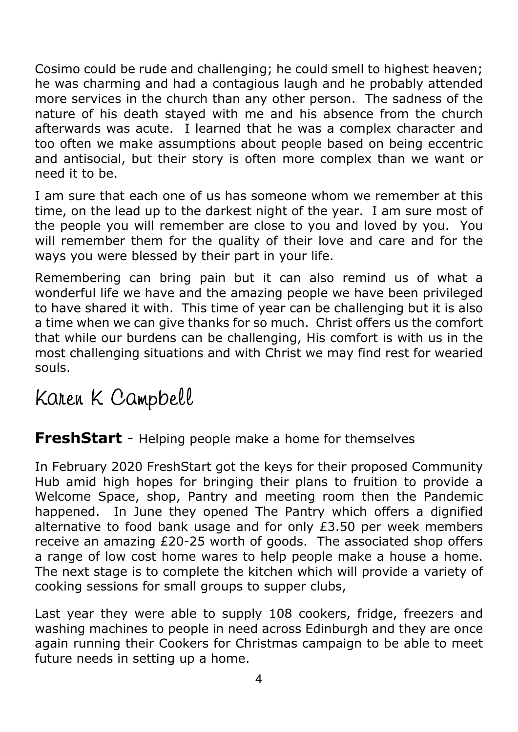Cosimo could be rude and challenging; he could smell to highest heaven; he was charming and had a contagious laugh and he probably attended more services in the church than any other person. The sadness of the nature of his death stayed with me and his absence from the church afterwards was acute. I learned that he was a complex character and too often we make assumptions about people based on being eccentric and antisocial, but their story is often more complex than we want or need it to be.

I am sure that each one of us has someone whom we remember at this time, on the lead up to the darkest night of the year. I am sure most of the people you will remember are close to you and loved by you. You will remember them for the quality of their love and care and for the ways you were blessed by their part in your life.

Remembering can bring pain but it can also remind us of what a wonderful life we have and the amazing people we have been privileged to have shared it with. This time of year can be challenging but it is also a time when we can give thanks for so much. Christ offers us the comfort that while our burdens can be challenging, His comfort is with us in the most challenging situations and with Christ we may find rest for wearied souls.

Karen K Campbell

## **FreshStart** - Helping people make a home for themselves

In February 2020 FreshStart got the keys for their proposed Community Hub amid high hopes for bringing their plans to fruition to provide a Welcome Space, shop, Pantry and meeting room then the Pandemic happened. In June they opened The Pantry which offers a dignified alternative to food bank usage and for only £3.50 per week members receive an amazing £20-25 worth of goods. The associated shop offers a range of low cost home wares to help people make a house a home. The next stage is to complete the kitchen which will provide a variety of cooking sessions for small groups to supper clubs,

Last year they were able to supply 108 cookers, fridge, freezers and washing machines to people in need across Edinburgh and they are once again running their Cookers for Christmas campaign to be able to meet future needs in setting up a home.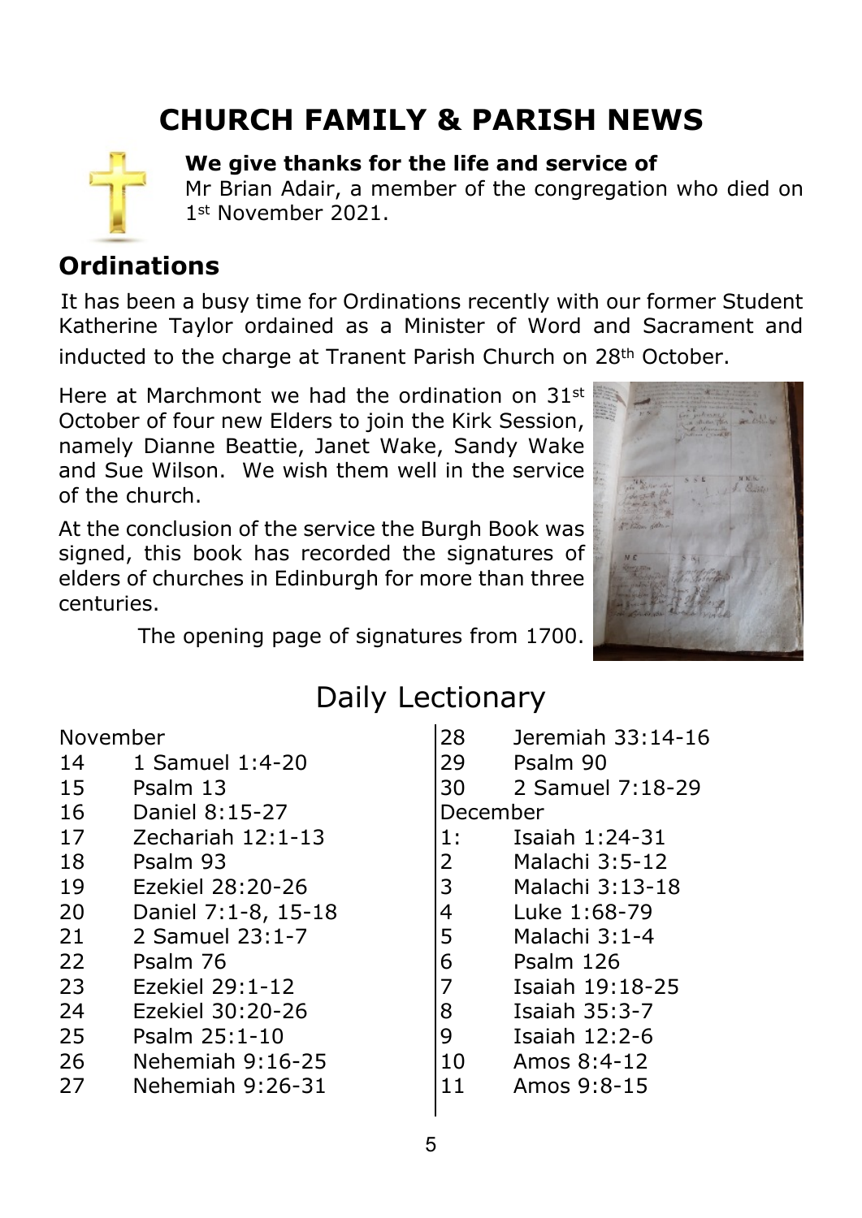# CHURCH FAMILY & PARISH NEWS

**We give thanks for the life and service of**
Mr Brian Adair, a member of the congregation who died on 1st November 2021.

## Ordinations

It has been a busy time for Ordinations recently with our former Student Katherine Taylor ordained as a Minister of Word and Sacrament and inducted to the charge at Tranent Parish Church on 28th October.

Here at Marchmont we had the ordination on 31st October of four new Elders to join the Kirk Session, namely Dianne Beattie, Janet Wake, Sandy Wake and Sue Wilson. We wish them well in the service of the church.

At the conclusion of the service the Burgh Book was signed, this book has recorded the signatures of elders of churches in Edinburgh for more than three centuries.

The opening page of signatures from 1700.

# Daily Lectionary

November

| | |
|---|---|
| 14 | 1 Samuel 1:4-20 |
| 15 | Psalm 13 |
| 16 | Daniel 8:15-27 |
| 17 | Zechariah 12:1-13 |
| 18 | Psalm 93 |
| 19 | Ezekiel 28:20-26 |
| 20 | Daniel 7:1-8, 15-18 |
| 21 | 2 Samuel 23:1-7 |
| 22 | Psalm 76 |
| 23 | Ezekiel 29:1-12 |
| 24 | Ezekiel 30:20-26 |
| 25 | Psalm 25:1-10 |
| 26 | Nehemiah 9:16-25 |
| 27 | Nehemiah 9:26-31 |
| 28 | Jeremiah 33:14-16 |
| 29 | Psalm 90 |
| 30 | 2 Samuel 7:18-29 |

December

| | |
|---|---|
| 1: | Isaiah 1:24-31 |
| 2 | Malachi 3:5-12 |
| 3 | Malachi 3:13-18 |
| 4 | Luke 1:68-79 |
| 5 | Malachi 3:1-4 |
| 6 | Psalm 126 |
| 7 | Isaiah 19:18-25 |
| 8 | Isaiah 35:3-7 |
| 9 | Isaiah 12:2-6 |
| 10 | Amos 8:4-12 |
| 11 | Amos 9:8-15 |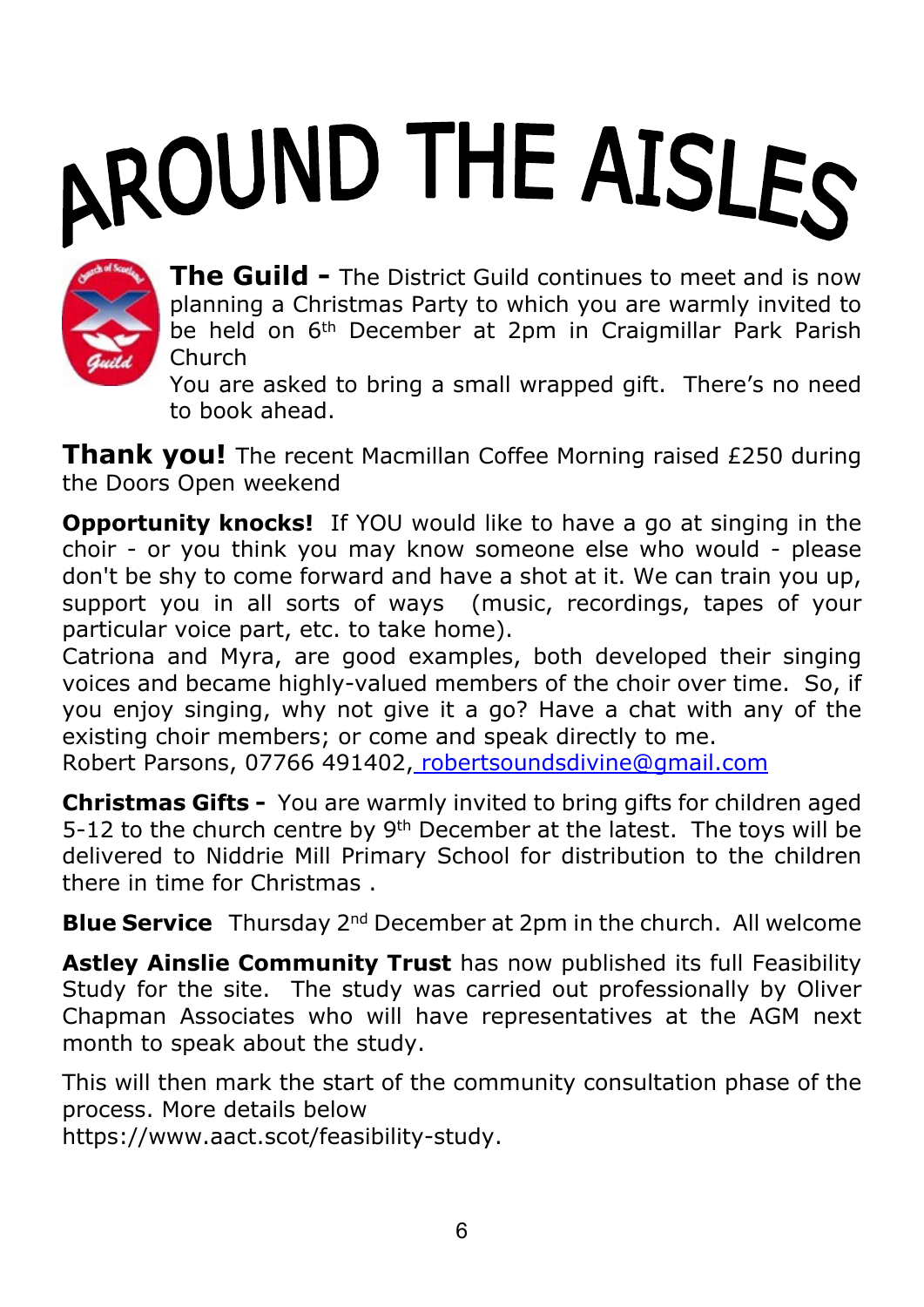# AROUND THE AISLES

**The Guild -** The District Guild continues to meet and is now planning a Christmas Party to which you are warmly invited to be held on 6th December at 2pm in Craigmillar Park Parish Church
You are asked to bring a small wrapped gift. There's no need to book ahead.

**Thank you!** The recent Macmillan Coffee Morning raised £250 during the Doors Open weekend

**Opportunity knocks!** If YOU would like to have a go at singing in the choir - or you think you may know someone else who would - please don't be shy to come forward and have a shot at it. We can train you up, support you in all sorts of ways (music, recordings, tapes of your particular voice part, etc. to take home).
Catriona and Myra, are good examples, both developed their singing voices and became highly-valued members of the choir over time. So, if you enjoy singing, why not give it a go? Have a chat with any of the existing choir members; or come and speak directly to me.
Robert Parsons, 07766 491402, robertsoundsdivine@gmail.com

**Christmas Gifts -** You are warmly invited to bring gifts for children aged 5-12 to the church centre by 9th December at the latest. The toys will be delivered to Niddrie Mill Primary School for distribution to the children there in time for Christmas .

**Blue Service** Thursday 2nd December at 2pm in the church. All welcome

**Astley Ainslie Community Trust** has now published its full Feasibility Study for the site. The study was carried out professionally by Oliver Chapman Associates who will have representatives at the AGM next month to speak about the study.

This will then mark the start of the community consultation phase of the process. More details below
https://www.aact.scot/feasibility-study.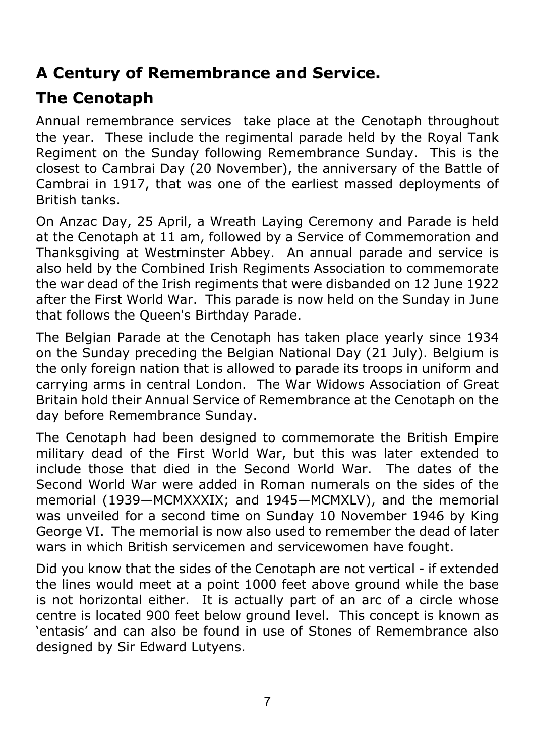## A Century of Remembrance and Service.

## The Cenotaph

Annual remembrance services take place at the Cenotaph throughout the year. These include the regimental parade held by the Royal Tank Regiment on the Sunday following Remembrance Sunday. This is the closest to Cambrai Day (20 November), the anniversary of the Battle of Cambrai in 1917, that was one of the earliest massed deployments of British tanks.

On Anzac Day, 25 April, a Wreath Laying Ceremony and Parade is held at the Cenotaph at 11 am, followed by a Service of Commemoration and Thanksgiving at Westminster Abbey. An annual parade and service is also held by the Combined Irish Regiments Association to commemorate the war dead of the Irish regiments that were disbanded on 12 June 1922 after the First World War. This parade is now held on the Sunday in June that follows the Queen's Birthday Parade.

The Belgian Parade at the Cenotaph has taken place yearly since 1934 on the Sunday preceding the Belgian National Day (21 July). Belgium is the only foreign nation that is allowed to parade its troops in uniform and carrying arms in central London. The War Widows Association of Great Britain hold their Annual Service of Remembrance at the Cenotaph on the day before Remembrance Sunday.

The Cenotaph had been designed to commemorate the British Empire military dead of the First World War, but this was later extended to include those that died in the Second World War. The dates of the Second World War were added in Roman numerals on the sides of the memorial (1939—MCMXXXIX; and 1945—MCMXLV), and the memorial was unveiled for a second time on Sunday 10 November 1946 by King George VI. The memorial is now also used to remember the dead of later wars in which British servicemen and servicewomen have fought.

Did you know that the sides of the Cenotaph are not vertical - if extended the lines would meet at a point 1000 feet above ground while the base is not horizontal either. It is actually part of an arc of a circle whose centre is located 900 feet below ground level. This concept is known as 'entasis' and can also be found in use of Stones of Remembrance also designed by Sir Edward Lutyens.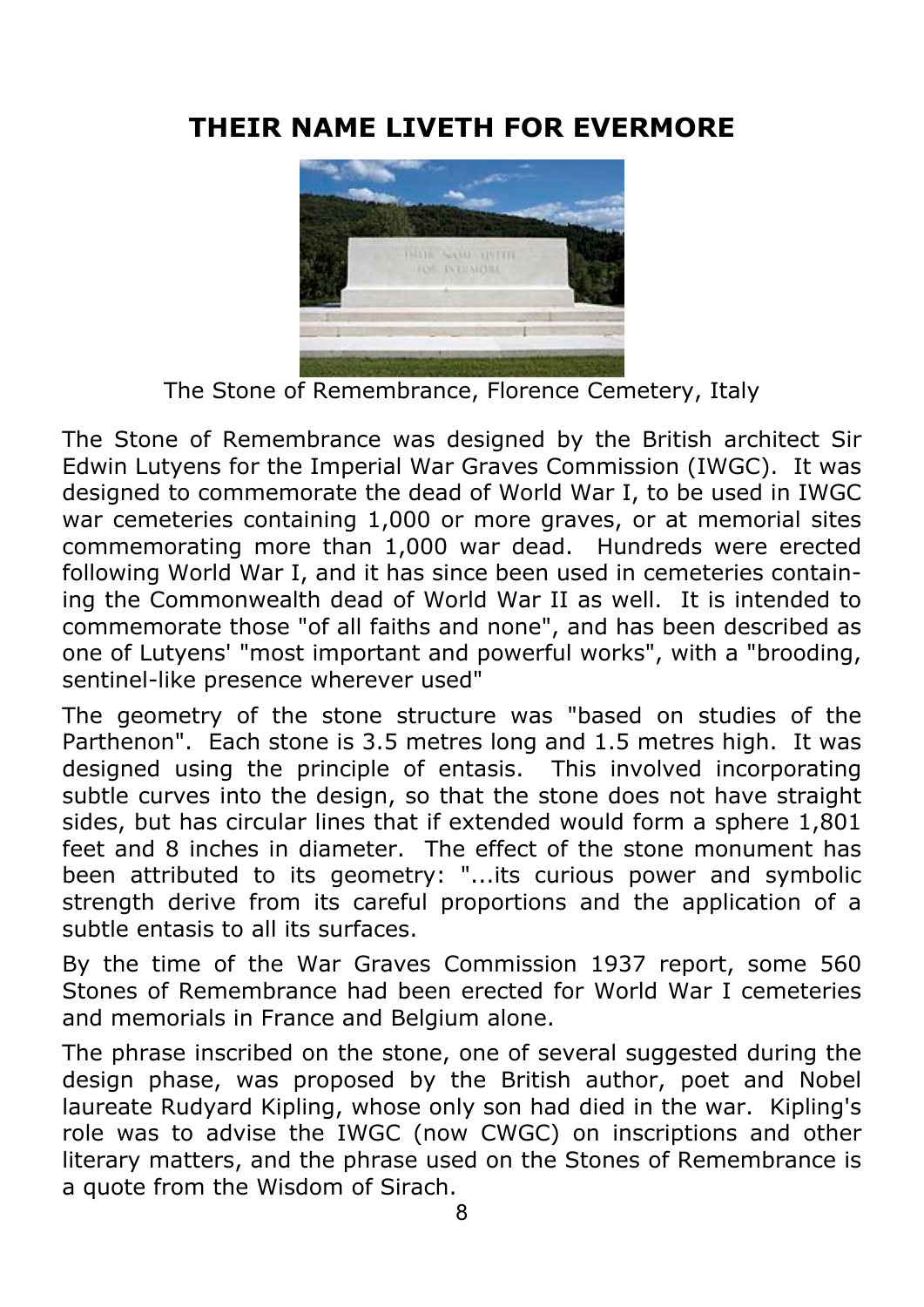# THEIR NAME LIVETH FOR EVERMORE

The Stone of Remembrance, Florence Cemetery, Italy

The Stone of Remembrance was designed by the British architect Sir Edwin Lutyens for the Imperial War Graves Commission (IWGC). It was designed to commemorate the dead of World War I, to be used in IWGC war cemeteries containing 1,000 or more graves, or at memorial sites commemorating more than 1,000 war dead. Hundreds were erected following World War I, and it has since been used in cemeteries containing the Commonwealth dead of World War II as well. It is intended to commemorate those "of all faiths and none", and has been described as one of Lutyens' "most important and powerful works", with a "brooding, sentinel-like presence wherever used"

The geometry of the stone structure was "based on studies of the Parthenon". Each stone is 3.5 metres long and 1.5 metres high. It was designed using the principle of entasis. This involved incorporating subtle curves into the design, so that the stone does not have straight sides, but has circular lines that if extended would form a sphere 1,801 feet and 8 inches in diameter. The effect of the stone monument has been attributed to its geometry: "...its curious power and symbolic strength derive from its careful proportions and the application of a subtle entasis to all its surfaces.

By the time of the War Graves Commission 1937 report, some 560 Stones of Remembrance had been erected for World War I cemeteries and memorials in France and Belgium alone.

The phrase inscribed on the stone, one of several suggested during the design phase, was proposed by the British author, poet and Nobel laureate Rudyard Kipling, whose only son had died in the war. Kipling's role was to advise the IWGC (now CWGC) on inscriptions and other literary matters, and the phrase used on the Stones of Remembrance is a quote from the Wisdom of Sirach.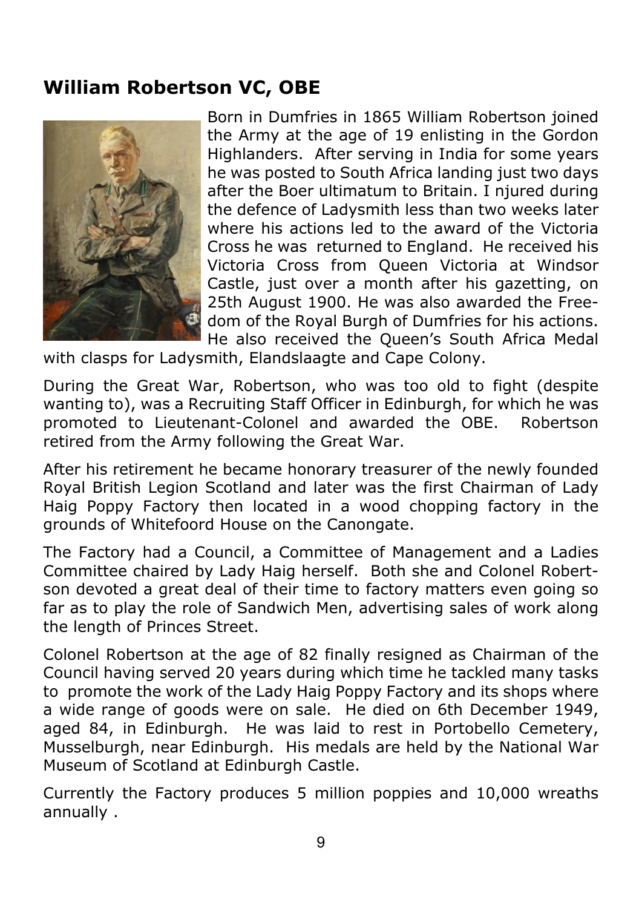## William Robertson VC, OBE

Born in Dumfries in 1865 William Robertson joined the Army at the age of 19 enlisting in the Gordon Highlanders. After serving in India for some years he was posted to South Africa landing just two days after the Boer ultimatum to Britain. I njured during the defence of Ladysmith less than two weeks later where his actions led to the award of the Victoria Cross he was returned to England. He received his Victoria Cross from Queen Victoria at Windsor Castle, just over a month after his gazetting, on 25th August 1900. He was also awarded the Freedom of the Royal Burgh of Dumfries for his actions. He also received the Queen's South Africa Medal with clasps for Ladysmith, Elandslaagte and Cape Colony.

During the Great War, Robertson, who was too old to fight (despite wanting to), was a Recruiting Staff Officer in Edinburgh, for which he was promoted to Lieutenant-Colonel and awarded the OBE. Robertson retired from the Army following the Great War.

After his retirement he became honorary treasurer of the newly founded Royal British Legion Scotland and later was the first Chairman of Lady Haig Poppy Factory then located in a wood chopping factory in the grounds of Whitefoord House on the Canongate.

The Factory had a Council, a Committee of Management and a Ladies Committee chaired by Lady Haig herself. Both she and Colonel Robertson devoted a great deal of their time to factory matters even going so far as to play the role of Sandwich Men, advertising sales of work along the length of Princes Street.

Colonel Robertson at the age of 82 finally resigned as Chairman of the Council having served 20 years during which time he tackled many tasks to promote the work of the Lady Haig Poppy Factory and its shops where a wide range of goods were on sale. He died on 6th December 1949, aged 84, in Edinburgh. He was laid to rest in Portobello Cemetery, Musselburgh, near Edinburgh. His medals are held by the National War Museum of Scotland at Edinburgh Castle.

Currently the Factory produces 5 million poppies and 10,000 wreaths annually .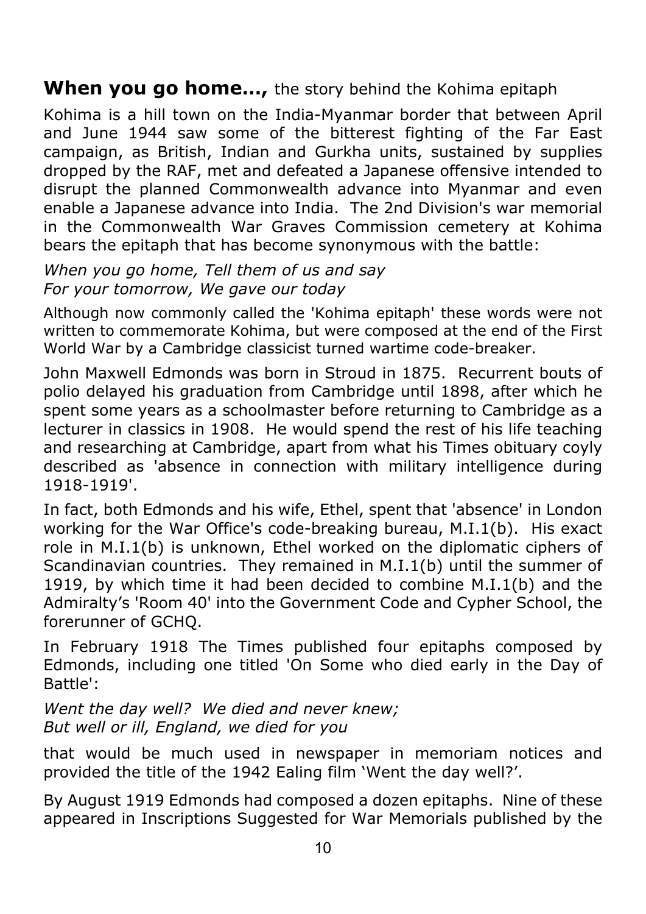## **When you go home...,** the story behind the Kohima epitaph

Kohima is a hill town on the India-Myanmar border that between April and June 1944 saw some of the bitterest fighting of the Far East campaign, as British, Indian and Gurkha units, sustained by supplies dropped by the RAF, met and defeated a Japanese offensive intended to disrupt the planned Commonwealth advance into Myanmar and even enable a Japanese advance into India. The 2nd Division's war memorial in the Commonwealth War Graves Commission cemetery at Kohima bears the epitaph that has become synonymous with the battle:

*When you go home, Tell them of us and say*
*For your tomorrow, We gave our today*

Although now commonly called the 'Kohima epitaph' these words were not written to commemorate Kohima, but were composed at the end of the First World War by a Cambridge classicist turned wartime code-breaker.

John Maxwell Edmonds was born in Stroud in 1875. Recurrent bouts of polio delayed his graduation from Cambridge until 1898, after which he spent some years as a schoolmaster before returning to Cambridge as a lecturer in classics in 1908. He would spend the rest of his life teaching and researching at Cambridge, apart from what his Times obituary coyly described as 'absence in connection with military intelligence during 1918-1919'.

In fact, both Edmonds and his wife, Ethel, spent that 'absence' in London working for the War Office's code-breaking bureau, M.I.1(b). His exact role in M.I.1(b) is unknown, Ethel worked on the diplomatic ciphers of Scandinavian countries. They remained in M.I.1(b) until the summer of 1919, by which time it had been decided to combine M.I.1(b) and the Admiralty's 'Room 40' into the Government Code and Cypher School, the forerunner of GCHQ.

In February 1918 The Times published four epitaphs composed by Edmonds, including one titled 'On Some who died early in the Day of Battle':

*Went the day well? We died and never knew;*
*But well or ill, England, we died for you*

that would be much used in newspaper in memoriam notices and provided the title of the 1942 Ealing film 'Went the day well?'.

By August 1919 Edmonds had composed a dozen epitaphs. Nine of these appeared in Inscriptions Suggested for War Memorials published by the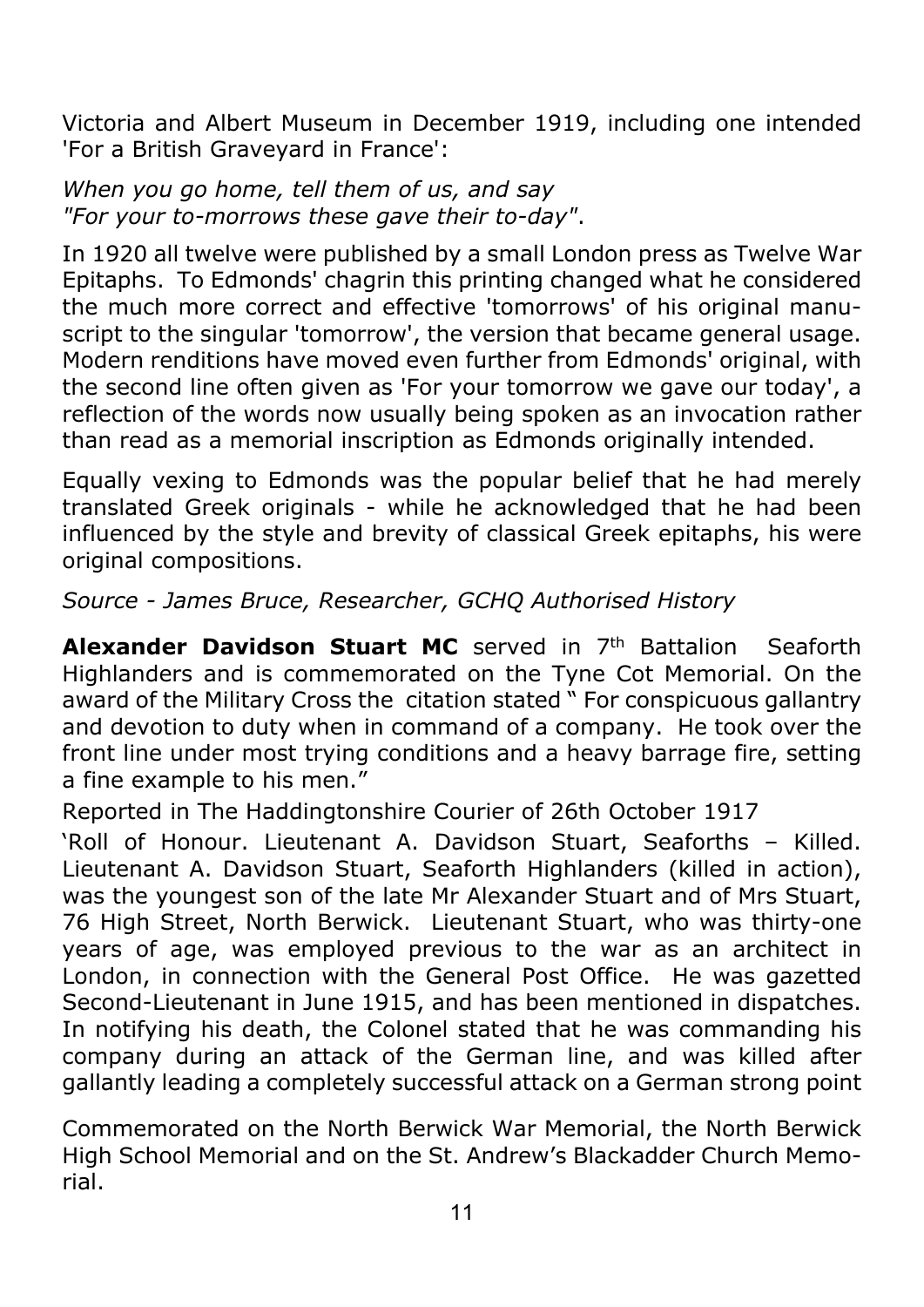Victoria and Albert Museum in December 1919, including one intended 'For a British Graveyard in France':

*When you go home, tell them of us, and say*
*"For your to-morrows these gave their to-day"*.

In 1920 all twelve were published by a small London press as Twelve War Epitaphs. To Edmonds' chagrin this printing changed what he considered the much more correct and effective 'tomorrows' of his original manuscript to the singular 'tomorrow', the version that became general usage. Modern renditions have moved even further from Edmonds' original, with the second line often given as 'For your tomorrow we gave our today', a reflection of the words now usually being spoken as an invocation rather than read as a memorial inscription as Edmonds originally intended.

Equally vexing to Edmonds was the popular belief that he had merely translated Greek originals - while he acknowledged that he had been influenced by the style and brevity of classical Greek epitaphs, his were original compositions.

*Source - James Bruce, Researcher, GCHQ Authorised History*

**Alexander Davidson Stuart MC** served in 7th Battalion Seaforth Highlanders and is commemorated on the Tyne Cot Memorial. On the award of the Military Cross the citation stated " For conspicuous gallantry and devotion to duty when in command of a company. He took over the front line under most trying conditions and a heavy barrage fire, setting a fine example to his men."

Reported in The Haddingtonshire Courier of 26th October 1917

'Roll of Honour. Lieutenant A. Davidson Stuart, Seaforths – Killed. Lieutenant A. Davidson Stuart, Seaforth Highlanders (killed in action), was the youngest son of the late Mr Alexander Stuart and of Mrs Stuart, 76 High Street, North Berwick. Lieutenant Stuart, who was thirty-one years of age, was employed previous to the war as an architect in London, in connection with the General Post Office. He was gazetted Second-Lieutenant in June 1915, and has been mentioned in dispatches. In notifying his death, the Colonel stated that he was commanding his company during an attack of the German line, and was killed after gallantly leading a completely successful attack on a German strong point

Commemorated on the North Berwick War Memorial, the North Berwick High School Memorial and on the St. Andrew's Blackadder Church Memorial.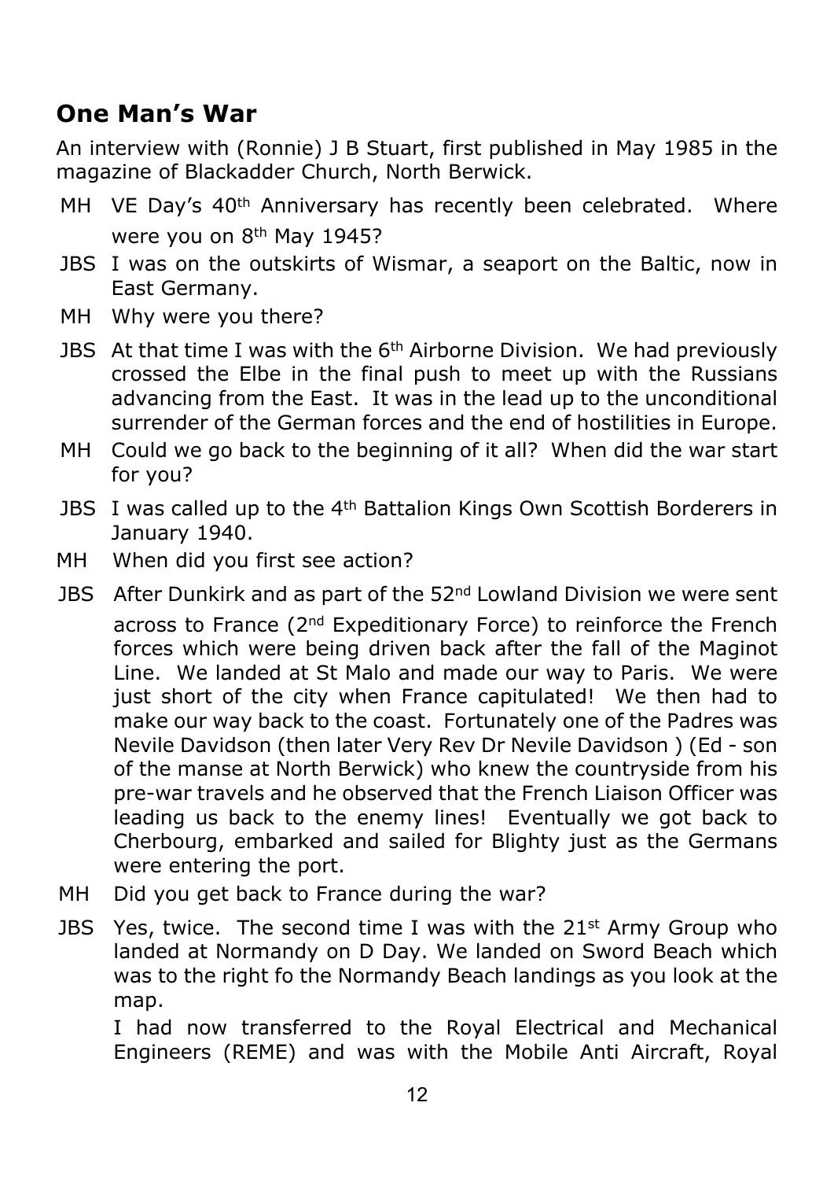## One Man's War

An interview with (Ronnie) J B Stuart, first published in May 1985 in the magazine of Blackadder Church, North Berwick.

MH VE Day's 40th Anniversary has recently been celebrated. Where were you on 8th May 1945?

JBS I was on the outskirts of Wismar, a seaport on the Baltic, now in East Germany.

MH Why were you there?

JBS At that time I was with the 6th Airborne Division. We had previously crossed the Elbe in the final push to meet up with the Russians advancing from the East. It was in the lead up to the unconditional surrender of the German forces and the end of hostilities in Europe.

MH Could we go back to the beginning of it all? When did the war start for you?

JBS I was called up to the 4th Battalion Kings Own Scottish Borderers in January 1940.

MH When did you first see action?

JBS After Dunkirk and as part of the 52nd Lowland Division we were sent across to France (2nd Expeditionary Force) to reinforce the French forces which were being driven back after the fall of the Maginot Line. We landed at St Malo and made our way to Paris. We were just short of the city when France capitulated! We then had to make our way back to the coast. Fortunately one of the Padres was Nevile Davidson (then later Very Rev Dr Nevile Davidson ) (Ed - son of the manse at North Berwick) who knew the countryside from his pre-war travels and he observed that the French Liaison Officer was leading us back to the enemy lines! Eventually we got back to Cherbourg, embarked and sailed for Blighty just as the Germans were entering the port.

MH Did you get back to France during the war?

JBS Yes, twice. The second time I was with the 21st Army Group who landed at Normandy on D Day. We landed on Sword Beach which was to the right fo the Normandy Beach landings as you look at the map.

I had now transferred to the Royal Electrical and Mechanical Engineers (REME) and was with the Mobile Anti Aircraft, Royal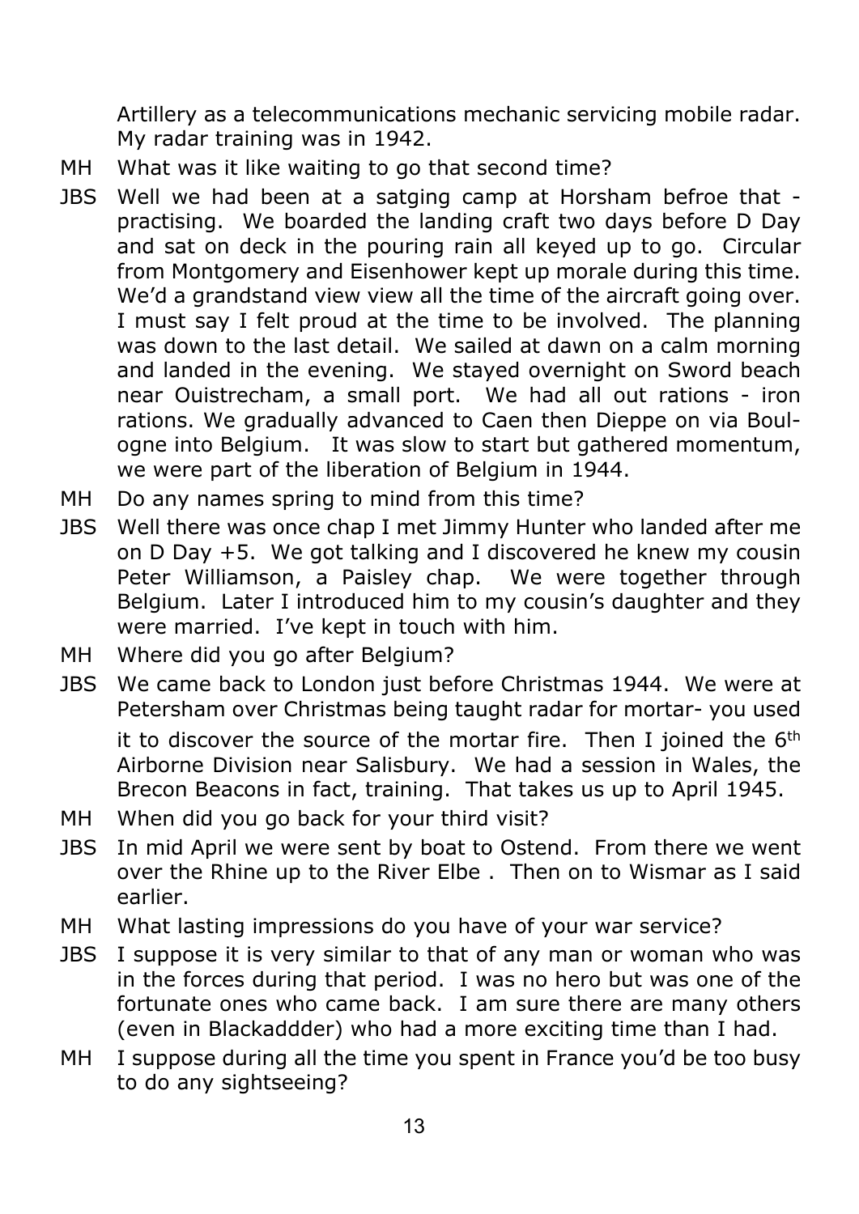Artillery as a telecommunications mechanic servicing mobile radar. My radar training was in 1942.

MH What was it like waiting to go that second time?

JBS Well we had been at a satging camp at Horsham befroe that - practising. We boarded the landing craft two days before D Day and sat on deck in the pouring rain all keyed up to go. Circular from Montgomery and Eisenhower kept up morale during this time. We'd a grandstand view view all the time of the aircraft going over. I must say I felt proud at the time to be involved. The planning was down to the last detail. We sailed at dawn on a calm morning and landed in the evening. We stayed overnight on Sword beach near Ouistrecham, a small port. We had all out rations - iron rations. We gradually advanced to Caen then Dieppe on via Boulogne into Belgium. It was slow to start but gathered momentum, we were part of the liberation of Belgium in 1944.

MH Do any names spring to mind from this time?

JBS Well there was once chap I met Jimmy Hunter who landed after me on D Day +5. We got talking and I discovered he knew my cousin Peter Williamson, a Paisley chap. We were together through Belgium. Later I introduced him to my cousin's daughter and they were married. I've kept in touch with him.

MH Where did you go after Belgium?

JBS We came back to London just before Christmas 1944. We were at Petersham over Christmas being taught radar for mortar- you used it to discover the source of the mortar fire. Then I joined the 6th Airborne Division near Salisbury. We had a session in Wales, the Brecon Beacons in fact, training. That takes us up to April 1945.

MH When did you go back for your third visit?

JBS In mid April we were sent by boat to Ostend. From there we went over the Rhine up to the River Elbe . Then on to Wismar as I said earlier.

MH What lasting impressions do you have of your war service?

JBS I suppose it is very similar to that of any man or woman who was in the forces during that period. I was no hero but was one of the fortunate ones who came back. I am sure there are many others (even in Blackaddder) who had a more exciting time than I had.

MH I suppose during all the time you spent in France you'd be too busy to do any sightseeing?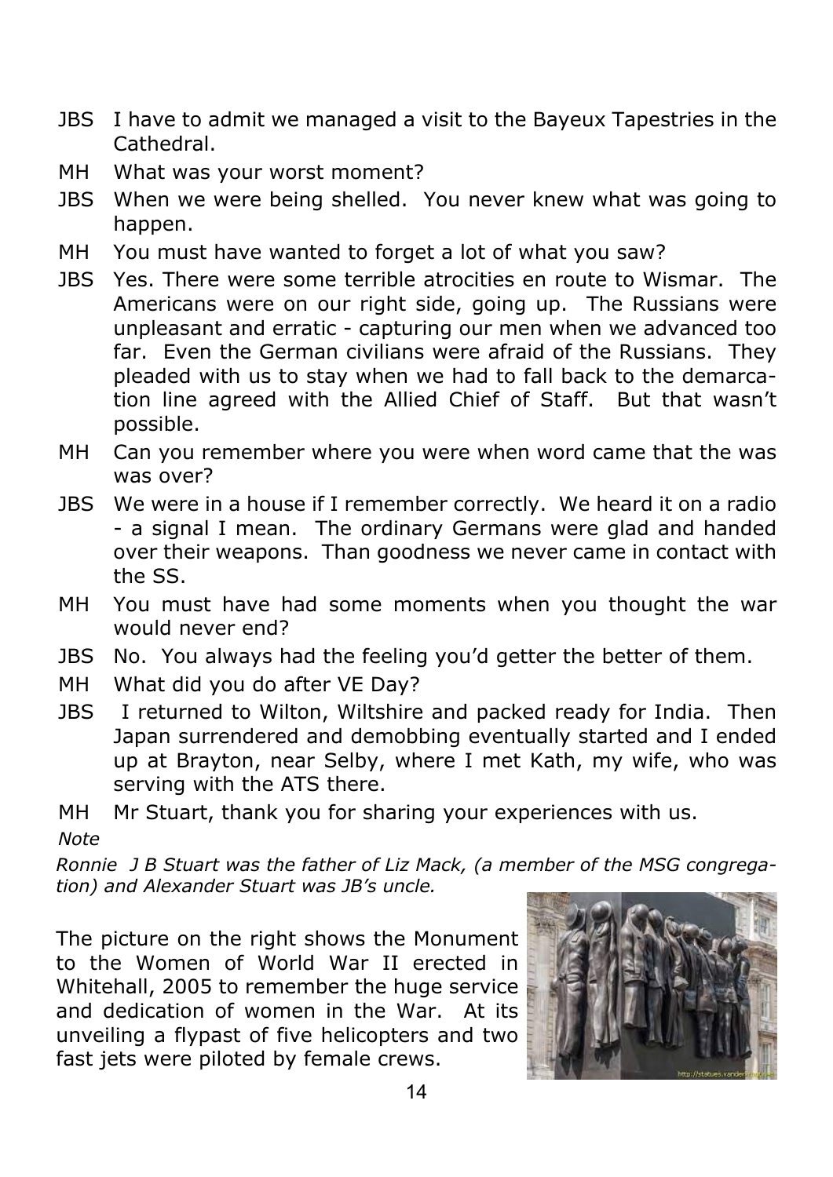JBS  I have to admit we managed a visit to the Bayeux Tapestries in the Cathedral.

MH  What was your worst moment?

JBS  When we were being shelled. You never knew what was going to happen.

MH  You must have wanted to forget a lot of what you saw?

JBS  Yes. There were some terrible atrocities en route to Wismar. The Americans were on our right side, going up. The Russians were unpleasant and erratic - capturing our men when we advanced too far. Even the German civilians were afraid of the Russians. They pleaded with us to stay when we had to fall back to the demarcation line agreed with the Allied Chief of Staff. But that wasn't possible.

MH  Can you remember where you were when word came that the was was over?

JBS  We were in a house if I remember correctly. We heard it on a radio - a signal I mean. The ordinary Germans were glad and handed over their weapons. Than goodness we never came in contact with the SS.

MH  You must have had some moments when you thought the war would never end?

JBS  No. You always had the feeling you'd getter the better of them.

MH  What did you do after VE Day?

JBS  I returned to Wilton, Wiltshire and packed ready for India. Then Japan surrendered and demobbing eventually started and I ended up at Brayton, near Selby, where I met Kath, my wife, who was serving with the ATS there.

MH  Mr Stuart, thank you for sharing your experiences with us.

*Note*

*Ronnie J B Stuart was the father of Liz Mack, (a member of the MSG congregation) and Alexander Stuart was JB's uncle.*

The picture on the right shows the Monument to the Women of World War II erected in Whitehall, 2005 to remember the huge service and dedication of women in the War. At its unveiling a flypast of five helicopters and two fast jets were piloted by female crews.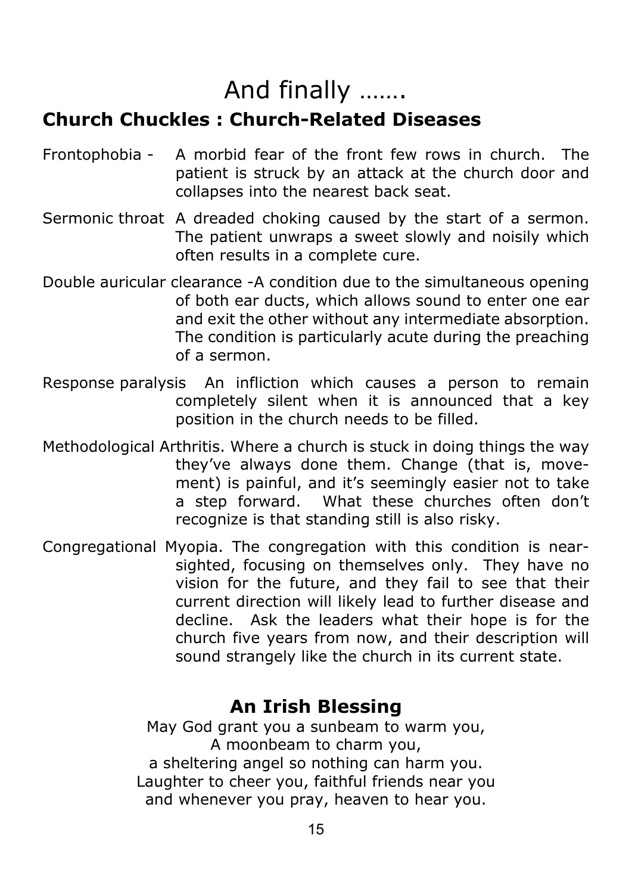# And finally …….

## Church Chuckles : Church-Related Diseases

Frontophobia - A morbid fear of the front few rows in church. The patient is struck by an attack at the church door and collapses into the nearest back seat.

Sermonic throat A dreaded choking caused by the start of a sermon. The patient unwraps a sweet slowly and noisily which often results in a complete cure.

Double auricular clearance -A condition due to the simultaneous opening of both ear ducts, which allows sound to enter one ear and exit the other without any intermediate absorption. The condition is particularly acute during the preaching of a sermon.

Response paralysis An infliction which causes a person to remain completely silent when it is announced that a key position in the church needs to be filled.

Methodological Arthritis. Where a church is stuck in doing things the way they've always done them. Change (that is, movement) is painful, and it's seemingly easier not to take a step forward. What these churches often don't recognize is that standing still is also risky.

Congregational Myopia. The congregation with this condition is near-sighted, focusing on themselves only. They have no vision for the future, and they fail to see that their current direction will likely lead to further disease and decline. Ask the leaders what their hope is for the church five years from now, and their description will sound strangely like the church in its current state.

## An Irish Blessing

May God grant you a sunbeam to warm you,
A moonbeam to charm you,
a sheltering angel so nothing can harm you.
Laughter to cheer you, faithful friends near you
and whenever you pray, heaven to hear you.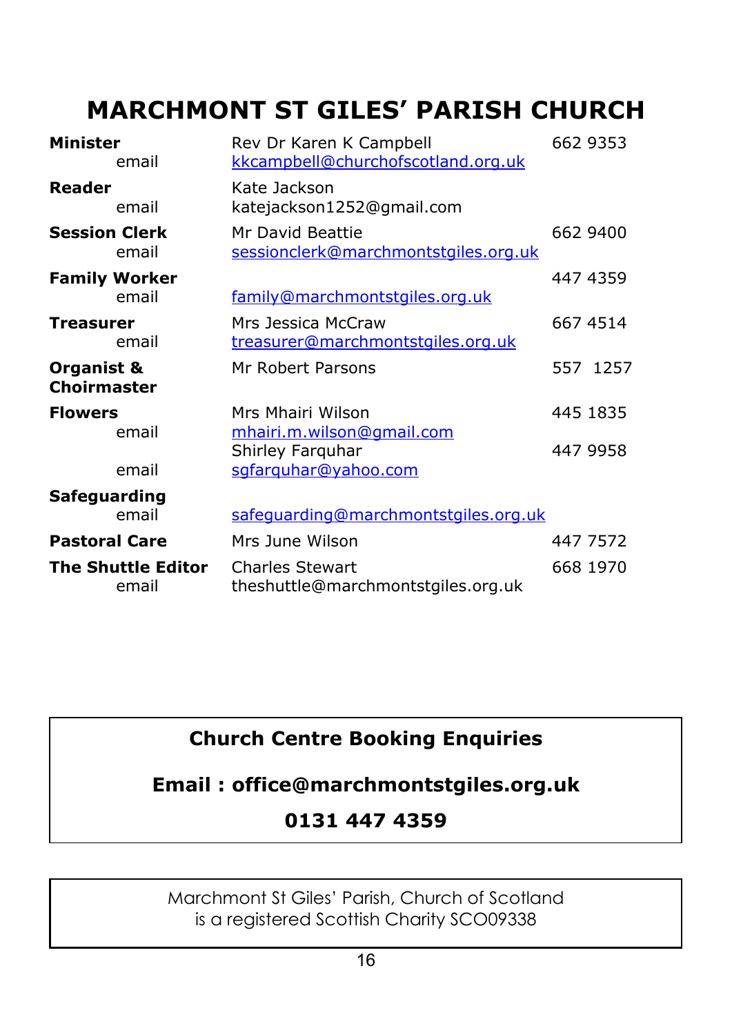# MARCHMONT ST GILES' PARISH CHURCH

| | | |
|---|---|---|
| **Minister** | Rev Dr Karen K Campbell | 662 9353 |
| email | kkcampbell@churchofscotland.org.uk | |
| **Reader** | Kate Jackson | |
| email | katejackson1252@gmail.com | |
| **Session Clerk** | Mr David Beattie | 662 9400 |
| email | sessionclerk@marchmontstgiles.org.uk | |
| **Family Worker** | | 447 4359 |
| email | family@marchmontstgiles.org.uk | |
| **Treasurer** | Mrs Jessica McCraw | 667 4514 |
| email | treasurer@marchmontstgiles.org.uk | |
| **Organist & Choirmaster** | Mr Robert Parsons | 557 1257 |
| **Flowers** | Mrs Mhairi Wilson | 445 1835 |
| email | mhairi.m.wilson@gmail.com | |
| | Shirley Farquhar | 447 9958 |
| email | sgfarquhar@yahoo.com | |
| **Safeguarding** | | |
| email | safeguarding@marchmontstgiles.org.uk | |
| **Pastoral Care** | Mrs June Wilson | 447 7572 |
| **The Shuttle Editor** | Charles Stewart | 668 1970 |
| email | theshuttle@marchmontstgiles.org.uk | |

**Church Centre Booking Enquiries**

**Email : office@marchmontstgiles.org.uk**

**0131 447 4359**

Marchmont St Giles' Parish, Church of Scotland
is a registered Scottish Charity SCO09338